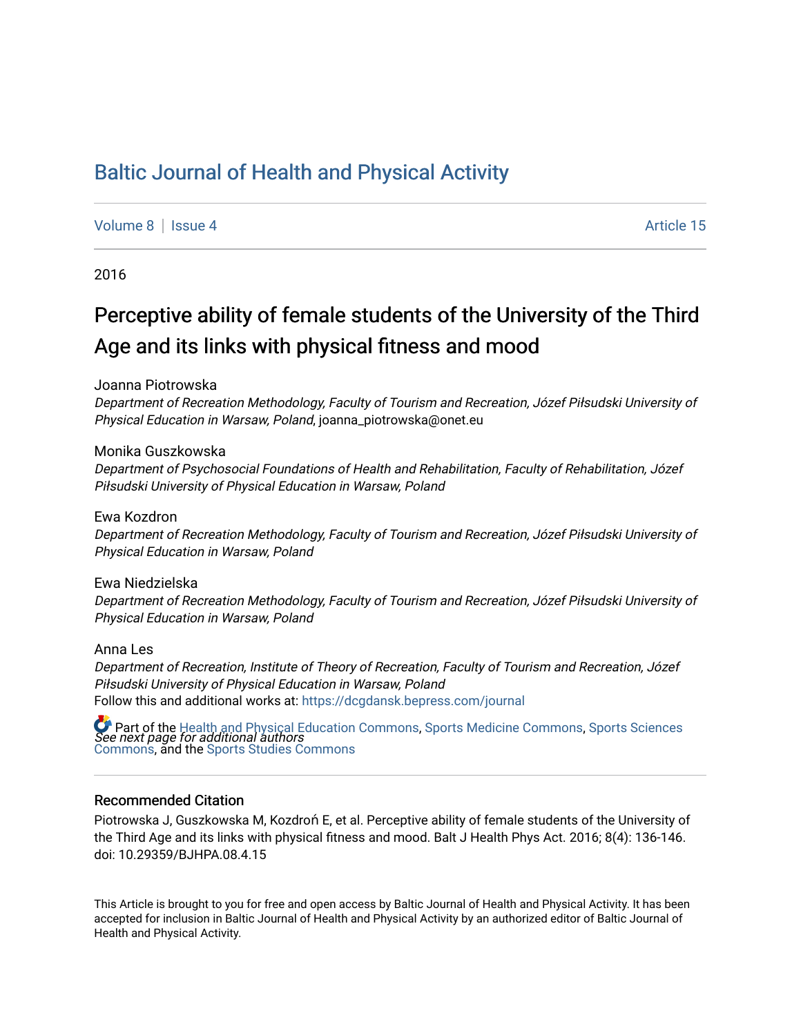# Baltic Journal of Health and Physical Activity

Volume 8 | Issue 4 Article 15

2016

## Perceptive ability of female students of the University of the Third Age and its links with physical fitness and mood

Joanna Piotrowska
*Department of Recreation Methodology, Faculty of Tourism and Recreation, Józef Piłsudski University of Physical Education in Warsaw, Poland*, joanna_piotrowska@onet.eu

Monika Guszkowska
*Department of Psychosocial Foundations of Health and Rehabilitation, Faculty of Rehabilitation, Józef Piłsudski University of Physical Education in Warsaw, Poland*

Ewa Kozdron
*Department of Recreation Methodology, Faculty of Tourism and Recreation, Józef Piłsudski University of Physical Education in Warsaw, Poland*

Ewa Niedzielska
*Department of Recreation Methodology, Faculty of Tourism and Recreation, Józef Piłsudski University of Physical Education in Warsaw, Poland*

Anna Les
*Department of Recreation, Institute of Theory of Recreation, Faculty of Tourism and Recreation, Józef Piłsudski University of Physical Education in Warsaw, Poland*

*See next page for additional authors*

Follow this and additional works at: https://dcgdansk.bepress.com/journal

Part of the Health and Physical Education Commons, Sports Medicine Commons, Sports Sciences Commons, and the Sports Studies Commons

### Recommended Citation

Piotrowska J, Guszkowska M, Kozdroń E, et al. Perceptive ability of female students of the University of the Third Age and its links with physical fitness and mood. Balt J Health Phys Act. 2016; 8(4): 136-146. doi: 10.29359/BJHPA.08.4.15

This Article is brought to you for free and open access by Baltic Journal of Health and Physical Activity. It has been accepted for inclusion in Baltic Journal of Health and Physical Activity by an authorized editor of Baltic Journal of Health and Physical Activity.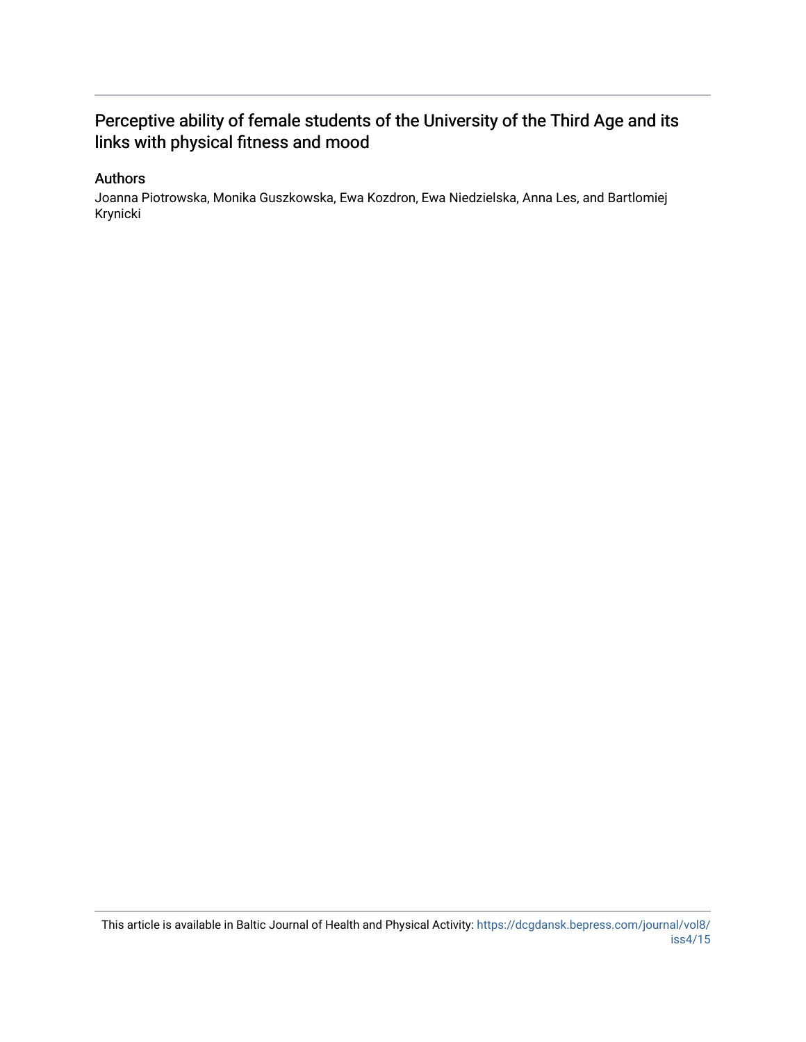Perceptive ability of female students of the University of the Third Age and its links with physical fitness and mood

Authors

Joanna Piotrowska, Monika Guszkowska, Ewa Kozdron, Ewa Niedzielska, Anna Les, and Bartlomiej Krynicki

This article is available in Baltic Journal of Health and Physical Activity: https://dcgdansk.bepress.com/journal/vol8/iss4/15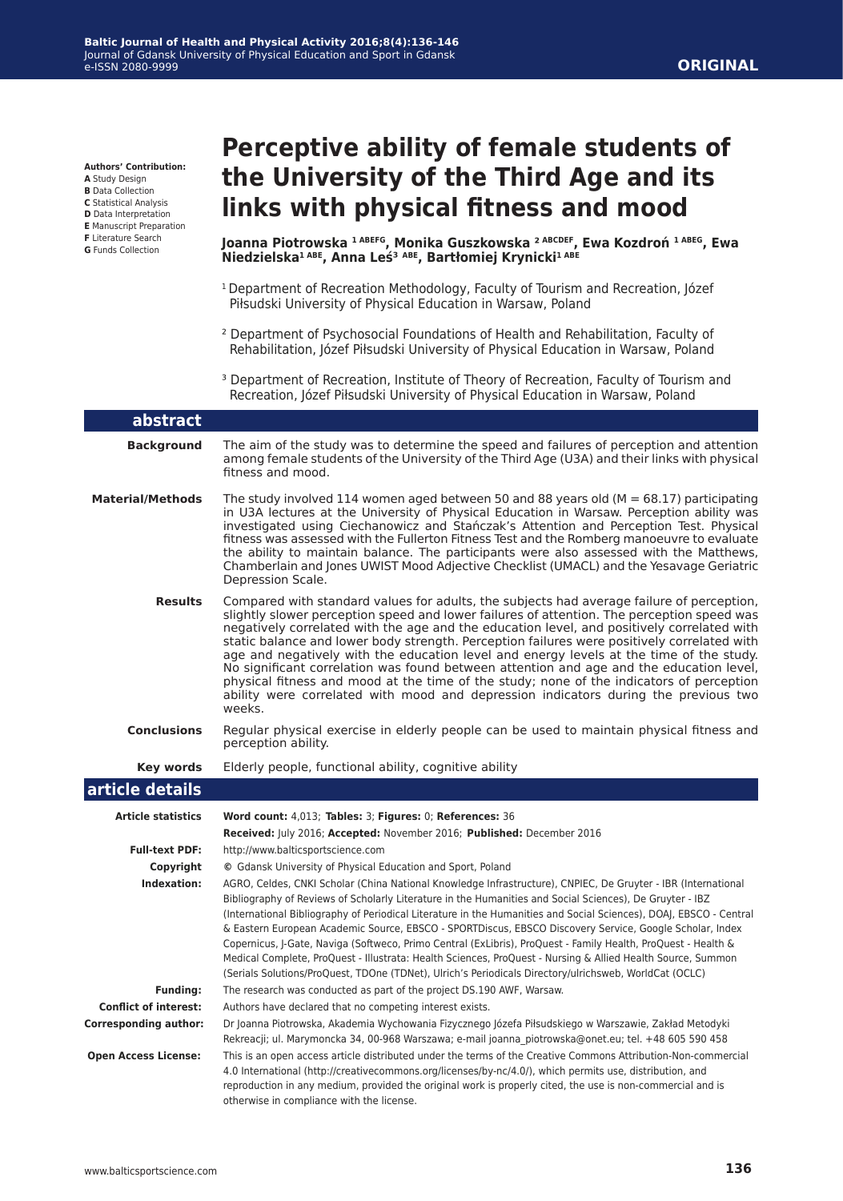**Authors' Contribution:**
**A** Study Design
**B** Data Collection
**C** Statistical Analysis
**D** Data Interpretation
**E** Manuscript Preparation
**F** Literature Search
**G** Funds Collection

ORIGINAL

# Perceptive ability of female students of the University of the Third Age and its links with physical fitness and mood

**Joanna Piotrowska [1 ABEFG], Monika Guszkowska [2 ABCDEF], Ewa Kozdroń [1 ABEG], Ewa Niedzielska[1 ABE], Anna Leś[3 ABE], Bartłomiej Krynicki[1 ABE]**

[1] Department of Recreation Methodology, Faculty of Tourism and Recreation, Józef Piłsudski University of Physical Education in Warsaw, Poland

[2] Department of Psychosocial Foundations of Health and Rehabilitation, Faculty of Rehabilitation, Józef Piłsudski University of Physical Education in Warsaw, Poland

[3] Department of Recreation, Institute of Theory of Recreation, Faculty of Tourism and Recreation, Józef Piłsudski University of Physical Education in Warsaw, Poland

## abstract

**Background**
The aim of the study was to determine the speed and failures of perception and attention among female students of the University of the Third Age (U3A) and their links with physical fitness and mood.

**Material/Methods**
The study involved 114 women aged between 50 and 88 years old (M = 68.17) participating in U3A lectures at the University of Physical Education in Warsaw. Perception ability was investigated using Ciechanowicz and Stańczak's Attention and Perception Test. Physical fitness was assessed with the Fullerton Fitness Test and the Romberg manoeuvre to evaluate the ability to maintain balance. The participants were also assessed with the Matthews, Chamberlain and Jones UWIST Mood Adjective Checklist (UMACL) and the Yesavage Geriatric Depression Scale.

**Results**
Compared with standard values for adults, the subjects had average failure of perception, slightly slower perception speed and lower failures of attention. The perception speed was negatively correlated with the age and the education level, and positively correlated with static balance and lower body strength. Perception failures were positively correlated with age and negatively with the education level and energy levels at the time of the study. No significant correlation was found between attention and age and the education level, physical fitness and mood at the time of the study; none of the indicators of perception ability were correlated with mood and depression indicators during the previous two weeks.

**Conclusions**
Regular physical exercise in elderly people can be used to maintain physical fitness and perception ability.

**Key words**
Elderly people, functional ability, cognitive ability

## article details

**Article statistics**
**Word count:** 4,013; **Tables:** 3; **Figures:** 0; **References:** 36
**Received:** July 2016; **Accepted:** November 2016; **Published:** December 2016

**Full-text PDF:** http://www.balticsportscience.com

**Copyright** © Gdansk University of Physical Education and Sport, Poland

**Indexation:** AGRO, Celdes, CNKI Scholar (China National Knowledge Infrastructure), CNPIEC, De Gruyter - IBR (International Bibliography of Reviews of Scholarly Literature in the Humanities and Social Sciences), De Gruyter - IBZ (International Bibliography of Periodical Literature in the Humanities and Social Sciences), DOAJ, EBSCO - Central & Eastern European Academic Source, EBSCO - SPORTDiscus, EBSCO Discovery Service, Google Scholar, Index Copernicus, J-Gate, Naviga (Softweco, Primo Central (ExLibris), ProQuest - Family Health, ProQuest - Health & Medical Complete, ProQuest - Illustrata: Health Sciences, ProQuest - Nursing & Allied Health Source, Summon (Serials Solutions/ProQuest, TDOne (TDNet), Ulrich's Periodicals Directory/ulrichsweb, WorldCat (OCLC)

**Funding:** The research was conducted as part of the project DS.190 AWF, Warsaw.

**Conflict of interest:** Authors have declared that no competing interest exists.

**Corresponding author:** Dr Joanna Piotrowska, Akademia Wychowania Fizycznego Józefa Piłsudskiego w Warszawie, Zakład Metodyki Rekreacji; ul. Marymoncka 34, 00-968 Warszawa; e-mail joanna_piotrowska@onet.eu; tel. +48 605 590 458

**Open Access License:** This is an open access article distributed under the terms of the Creative Commons Attribution-Non-commercial 4.0 International (http://creativecommons.org/licenses/by-nc/4.0/), which permits use, distribution, and reproduction in any medium, provided the original work is properly cited, the use is non-commercial and is otherwise in compliance with the license.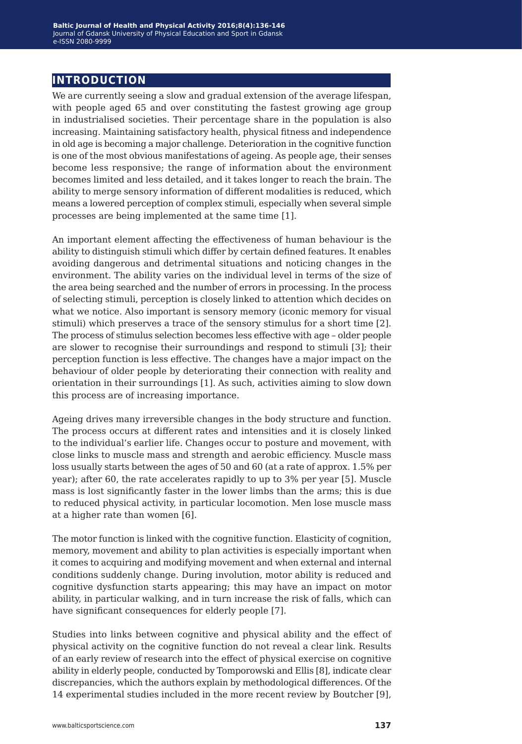## INTRODUCTION

We are currently seeing a slow and gradual extension of the average lifespan, with people aged 65 and over constituting the fastest growing age group in industrialised societies. Their percentage share in the population is also increasing. Maintaining satisfactory health, physical fitness and independence in old age is becoming a major challenge. Deterioration in the cognitive function is one of the most obvious manifestations of ageing. As people age, their senses become less responsive; the range of information about the environment becomes limited and less detailed, and it takes longer to reach the brain. The ability to merge sensory information of different modalities is reduced, which means a lowered perception of complex stimuli, especially when several simple processes are being implemented at the same time [1].

An important element affecting the effectiveness of human behaviour is the ability to distinguish stimuli which differ by certain defined features. It enables avoiding dangerous and detrimental situations and noticing changes in the environment. The ability varies on the individual level in terms of the size of the area being searched and the number of errors in processing. In the process of selecting stimuli, perception is closely linked to attention which decides on what we notice. Also important is sensory memory (iconic memory for visual stimuli) which preserves a trace of the sensory stimulus for a short time [2]. The process of stimulus selection becomes less effective with age – older people are slower to recognise their surroundings and respond to stimuli [3]; their perception function is less effective. The changes have a major impact on the behaviour of older people by deteriorating their connection with reality and orientation in their surroundings [1]. As such, activities aiming to slow down this process are of increasing importance.

Ageing drives many irreversible changes in the body structure and function. The process occurs at different rates and intensities and it is closely linked to the individual's earlier life. Changes occur to posture and movement, with close links to muscle mass and strength and aerobic efficiency. Muscle mass loss usually starts between the ages of 50 and 60 (at a rate of approx. 1.5% per year); after 60, the rate accelerates rapidly to up to 3% per year [5]. Muscle mass is lost significantly faster in the lower limbs than the arms; this is due to reduced physical activity, in particular locomotion. Men lose muscle mass at a higher rate than women [6].

The motor function is linked with the cognitive function. Elasticity of cognition, memory, movement and ability to plan activities is especially important when it comes to acquiring and modifying movement and when external and internal conditions suddenly change. During involution, motor ability is reduced and cognitive dysfunction starts appearing; this may have an impact on motor ability, in particular walking, and in turn increase the risk of falls, which can have significant consequences for elderly people [7].

Studies into links between cognitive and physical ability and the effect of physical activity on the cognitive function do not reveal a clear link. Results of an early review of research into the effect of physical exercise on cognitive ability in elderly people, conducted by Tomporowski and Ellis [8], indicate clear discrepancies, which the authors explain by methodological differences. Of the 14 experimental studies included in the more recent review by Boutcher [9],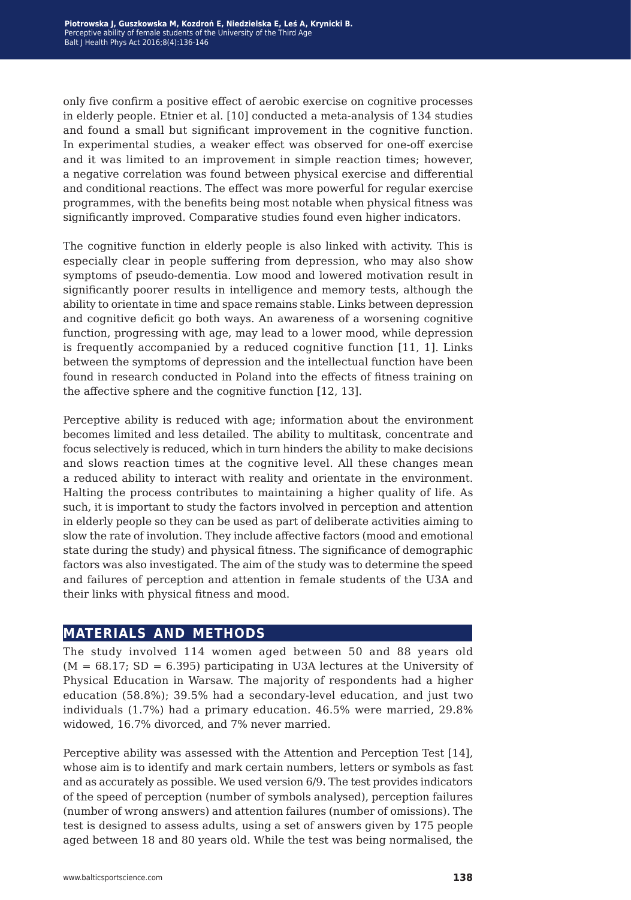only five confirm a positive effect of aerobic exercise on cognitive processes in elderly people. Etnier et al. [10] conducted a meta-analysis of 134 studies and found a small but significant improvement in the cognitive function. In experimental studies, a weaker effect was observed for one-off exercise and it was limited to an improvement in simple reaction times; however, a negative correlation was found between physical exercise and differential and conditional reactions. The effect was more powerful for regular exercise programmes, with the benefits being most notable when physical fitness was significantly improved. Comparative studies found even higher indicators.

The cognitive function in elderly people is also linked with activity. This is especially clear in people suffering from depression, who may also show symptoms of pseudo-dementia. Low mood and lowered motivation result in significantly poorer results in intelligence and memory tests, although the ability to orientate in time and space remains stable. Links between depression and cognitive deficit go both ways. An awareness of a worsening cognitive function, progressing with age, may lead to a lower mood, while depression is frequently accompanied by a reduced cognitive function [11, 1]. Links between the symptoms of depression and the intellectual function have been found in research conducted in Poland into the effects of fitness training on the affective sphere and the cognitive function [12, 13].

Perceptive ability is reduced with age; information about the environment becomes limited and less detailed. The ability to multitask, concentrate and focus selectively is reduced, which in turn hinders the ability to make decisions and slows reaction times at the cognitive level. All these changes mean a reduced ability to interact with reality and orientate in the environment. Halting the process contributes to maintaining a higher quality of life. As such, it is important to study the factors involved in perception and attention in elderly people so they can be used as part of deliberate activities aiming to slow the rate of involution. They include affective factors (mood and emotional state during the study) and physical fitness. The significance of demographic factors was also investigated. The aim of the study was to determine the speed and failures of perception and attention in female students of the U3A and their links with physical fitness and mood.

## MATERIALS AND METHODS

The study involved 114 women aged between 50 and 88 years old ($M = 68.17$; $SD = 6.395$) participating in U3A lectures at the University of Physical Education in Warsaw. The majority of respondents had a higher education (58.8%); 39.5% had a secondary-level education, and just two individuals (1.7%) had a primary education. 46.5% were married, 29.8% widowed, 16.7% divorced, and 7% never married.

Perceptive ability was assessed with the Attention and Perception Test [14], whose aim is to identify and mark certain numbers, letters or symbols as fast and as accurately as possible. We used version 6/9. The test provides indicators of the speed of perception (number of symbols analysed), perception failures (number of wrong answers) and attention failures (number of omissions). The test is designed to assess adults, using a set of answers given by 175 people aged between 18 and 80 years old. While the test was being normalised, the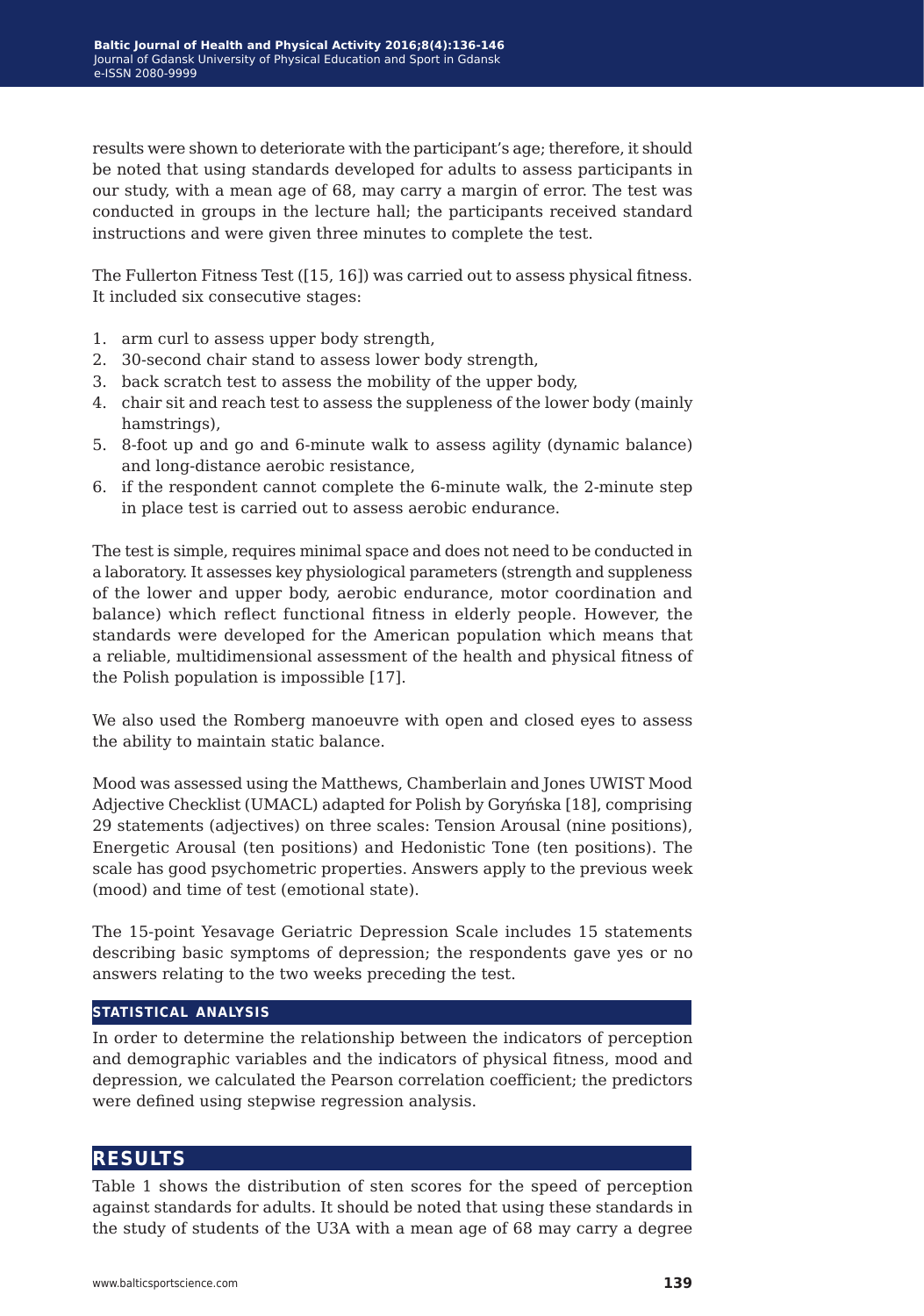results were shown to deteriorate with the participant's age; therefore, it should be noted that using standards developed for adults to assess participants in our study, with a mean age of 68, may carry a margin of error. The test was conducted in groups in the lecture hall; the participants received standard instructions and were given three minutes to complete the test.

The Fullerton Fitness Test ([15, 16]) was carried out to assess physical fitness. It included six consecutive stages:

1. arm curl to assess upper body strength,
2. 30-second chair stand to assess lower body strength,
3. back scratch test to assess the mobility of the upper body,
4. chair sit and reach test to assess the suppleness of the lower body (mainly hamstrings),
5. 8-foot up and go and 6-minute walk to assess agility (dynamic balance) and long-distance aerobic resistance,
6. if the respondent cannot complete the 6-minute walk, the 2-minute step in place test is carried out to assess aerobic endurance.

The test is simple, requires minimal space and does not need to be conducted in a laboratory. It assesses key physiological parameters (strength and suppleness of the lower and upper body, aerobic endurance, motor coordination and balance) which reflect functional fitness in elderly people. However, the standards were developed for the American population which means that a reliable, multidimensional assessment of the health and physical fitness of the Polish population is impossible [17].

We also used the Romberg manoeuvre with open and closed eyes to assess the ability to maintain static balance.

Mood was assessed using the Matthews, Chamberlain and Jones UWIST Mood Adjective Checklist (UMACL) adapted for Polish by Goryńska [18], comprising 29 statements (adjectives) on three scales: Tension Arousal (nine positions), Energetic Arousal (ten positions) and Hedonistic Tone (ten positions). The scale has good psychometric properties. Answers apply to the previous week (mood) and time of test (emotional state).

The 15-point Yesavage Geriatric Depression Scale includes 15 statements describing basic symptoms of depression; the respondents gave yes or no answers relating to the two weeks preceding the test.

### STATISTICAL ANALYSIS

In order to determine the relationship between the indicators of perception and demographic variables and the indicators of physical fitness, mood and depression, we calculated the Pearson correlation coefficient; the predictors were defined using stepwise regression analysis.

## RESULTS

Table 1 shows the distribution of sten scores for the speed of perception against standards for adults. It should be noted that using these standards in the study of students of the U3A with a mean age of 68 may carry a degree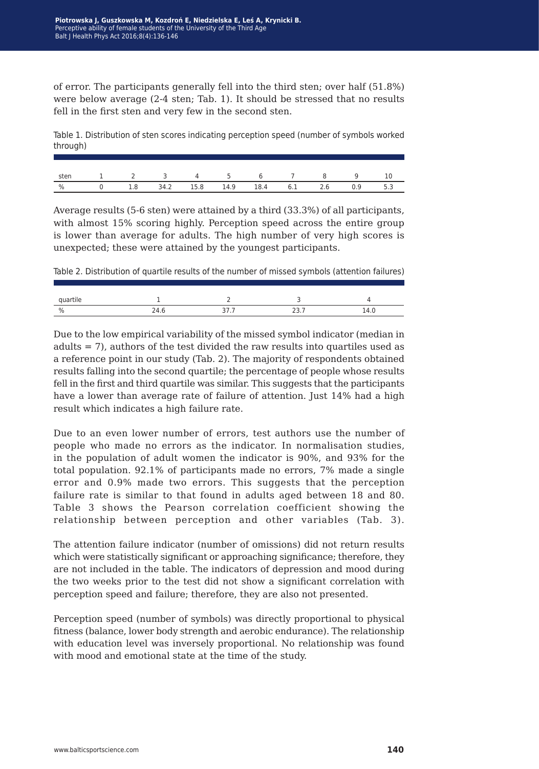of error. The participants generally fell into the third sten; over half (51.8%) were below average (2-4 sten; Tab. 1). It should be stressed that no results fell in the first sten and very few in the second sten.

Table 1. Distribution of sten scores indicating perception speed (number of symbols worked through)

| sten | 1 | 2 | 3 | 4 | 5 | 6 | 7 | 8 | 9 | 10 |
|---|---|---|---|---|---|---|---|---|---|---|
| % | 0 | 1.8 | 34.2 | 15.8 | 14.9 | 18.4 | 6.1 | 2.6 | 0.9 | 5.3 |

Average results (5-6 sten) were attained by a third (33.3%) of all participants, with almost 15% scoring highly. Perception speed across the entire group is lower than average for adults. The high number of very high scores is unexpected; these were attained by the youngest participants.

Table 2. Distribution of quartile results of the number of missed symbols (attention failures)

| quartile | 1 | 2 | 3 | 4 |
|---|---|---|---|---|
| % | 24.6 | 37.7 | 23.7 | 14.0 |

Due to the low empirical variability of the missed symbol indicator (median in adults = 7), authors of the test divided the raw results into quartiles used as a reference point in our study (Tab. 2). The majority of respondents obtained results falling into the second quartile; the percentage of people whose results fell in the first and third quartile was similar. This suggests that the participants have a lower than average rate of failure of attention. Just 14% had a high result which indicates a high failure rate.

Due to an even lower number of errors, test authors use the number of people who made no errors as the indicator. In normalisation studies, in the population of adult women the indicator is 90%, and 93% for the total population. 92.1% of participants made no errors, 7% made a single error and 0.9% made two errors. This suggests that the perception failure rate is similar to that found in adults aged between 18 and 80. Table 3 shows the Pearson correlation coefficient showing the relationship between perception and other variables (Tab. 3).

The attention failure indicator (number of omissions) did not return results which were statistically significant or approaching significance; therefore, they are not included in the table. The indicators of depression and mood during the two weeks prior to the test did not show a significant correlation with perception speed and failure; therefore, they are also not presented.

Perception speed (number of symbols) was directly proportional to physical fitness (balance, lower body strength and aerobic endurance). The relationship with education level was inversely proportional. No relationship was found with mood and emotional state at the time of the study.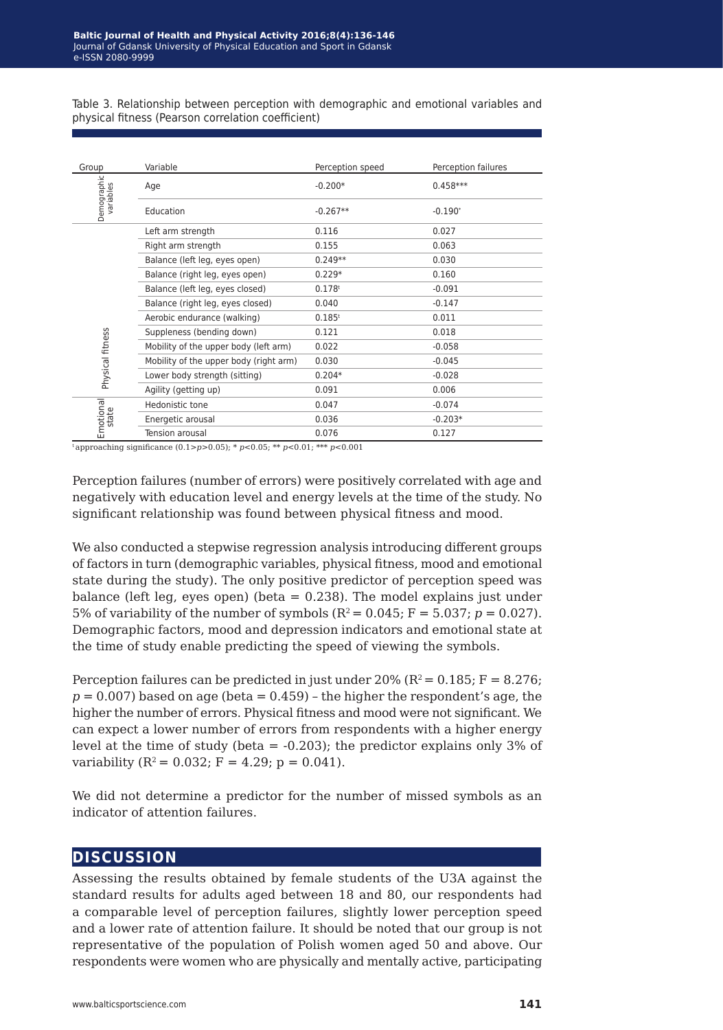Table 3. Relationship between perception with demographic and emotional variables and physical fitness (Pearson correlation coefficient)

| Group | Variable | Perception speed | Perception failures |
|---|---|---|---|
| Demographic variables | Age | -0.200* | 0.458*** |
| | Education | -0.267** | -0.190^t |
| Physical fitness | Left arm strength | 0.116 | 0.027 |
| | Right arm strength | 0.155 | 0.063 |
| | Balance (left leg, eyes open) | 0.249** | 0.030 |
| | Balance (right leg, eyes open) | 0.229* | 0.160 |
| | Balance (left leg, eyes closed) | 0.178^t | -0.091 |
| | Balance (right leg, eyes closed) | 0.040 | -0.147 |
| | Aerobic endurance (walking) | 0.185^t | 0.011 |
| | Suppleness (bending down) | 0.121 | 0.018 |
| | Mobility of the upper body (left arm) | 0.022 | -0.058 |
| | Mobility of the upper body (right arm) | 0.030 | -0.045 |
| | Lower body strength (sitting) | 0.204* | -0.028 |
| | Agility (getting up) | 0.091 | 0.006 |
| Emotional state | Hedonistic tone | 0.047 | -0.074 |
| | Energetic arousal | 0.036 | -0.203* |
| | Tension arousal | 0.076 | 0.127 |

^t approaching significance ($0.1>p>0.05$); * $p<0.05$; ** $p<0.01$; *** $p<0.001$

Perception failures (number of errors) were positively correlated with age and negatively with education level and energy levels at the time of the study. No significant relationship was found between physical fitness and mood.

We also conducted a stepwise regression analysis introducing different groups of factors in turn (demographic variables, physical fitness, mood and emotional state during the study). The only positive predictor of perception speed was balance (left leg, eyes open) (beta = 0.238). The model explains just under 5% of variability of the number of symbols ($R^2 = 0.045$; F = 5.037; $p = 0.027$). Demographic factors, mood and depression indicators and emotional state at the time of study enable predicting the speed of viewing the symbols.

Perception failures can be predicted in just under 20% ($R^2 = 0.185$; F = 8.276; $p = 0.007$) based on age (beta = 0.459) – the higher the respondent's age, the higher the number of errors. Physical fitness and mood were not significant. We can expect a lower number of errors from respondents with a higher energy level at the time of study (beta = -0.203); the predictor explains only 3% of variability ($R^2 = 0.032$; F = 4.29; p = 0.041).

We did not determine a predictor for the number of missed symbols as an indicator of attention failures.

## DISCUSSION

Assessing the results obtained by female students of the U3A against the standard results for adults aged between 18 and 80, our respondents had a comparable level of perception failures, slightly lower perception speed and a lower rate of attention failure. It should be noted that our group is not representative of the population of Polish women aged 50 and above. Our respondents were women who are physically and mentally active, participating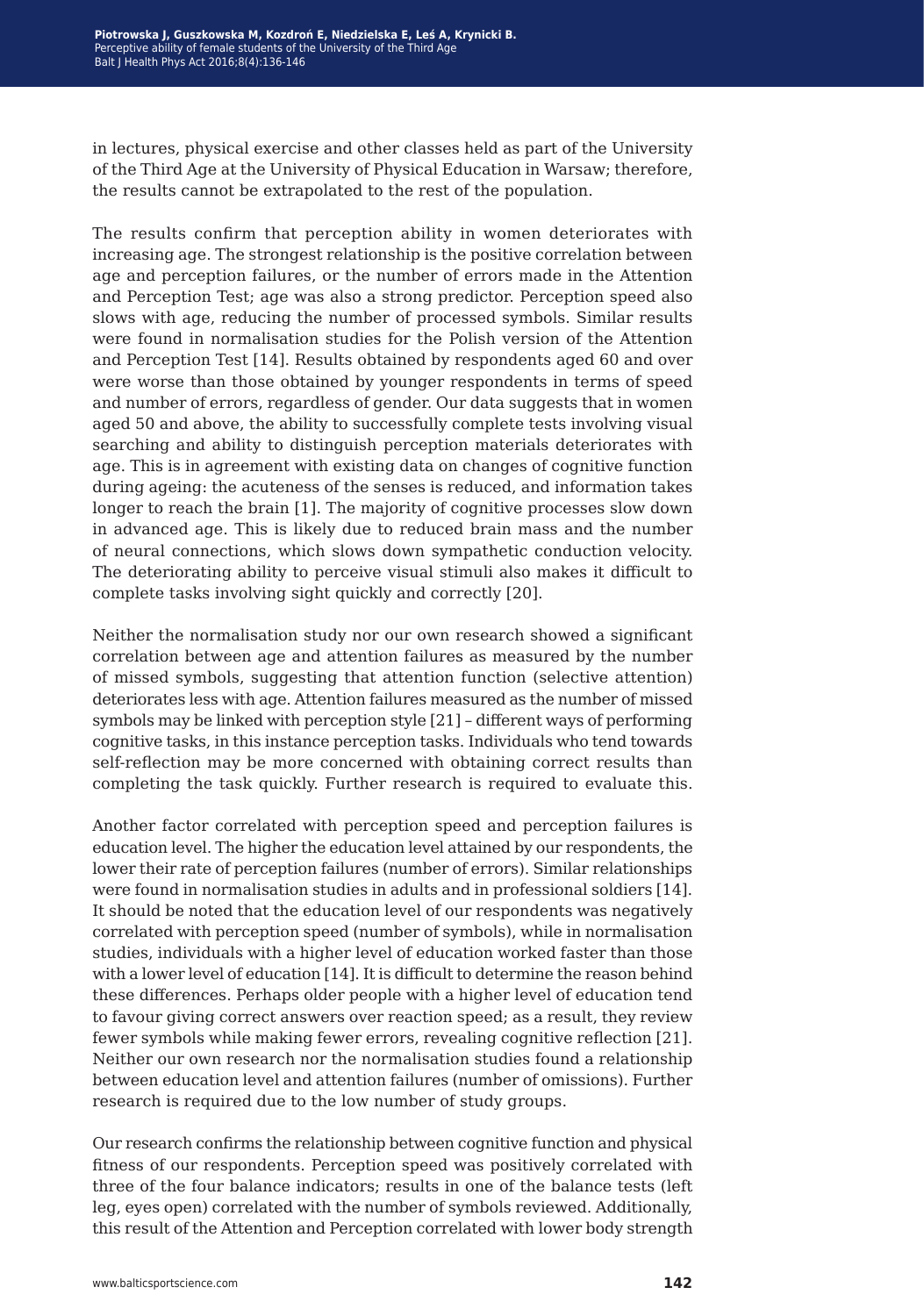in lectures, physical exercise and other classes held as part of the University of the Third Age at the University of Physical Education in Warsaw; therefore, the results cannot be extrapolated to the rest of the population.

The results confirm that perception ability in women deteriorates with increasing age. The strongest relationship is the positive correlation between age and perception failures, or the number of errors made in the Attention and Perception Test; age was also a strong predictor. Perception speed also slows with age, reducing the number of processed symbols. Similar results were found in normalisation studies for the Polish version of the Attention and Perception Test [14]. Results obtained by respondents aged 60 and over were worse than those obtained by younger respondents in terms of speed and number of errors, regardless of gender. Our data suggests that in women aged 50 and above, the ability to successfully complete tests involving visual searching and ability to distinguish perception materials deteriorates with age. This is in agreement with existing data on changes of cognitive function during ageing: the acuteness of the senses is reduced, and information takes longer to reach the brain [1]. The majority of cognitive processes slow down in advanced age. This is likely due to reduced brain mass and the number of neural connections, which slows down sympathetic conduction velocity. The deteriorating ability to perceive visual stimuli also makes it difficult to complete tasks involving sight quickly and correctly [20].

Neither the normalisation study nor our own research showed a significant correlation between age and attention failures as measured by the number of missed symbols, suggesting that attention function (selective attention) deteriorates less with age. Attention failures measured as the number of missed symbols may be linked with perception style [21] – different ways of performing cognitive tasks, in this instance perception tasks. Individuals who tend towards self-reflection may be more concerned with obtaining correct results than completing the task quickly. Further research is required to evaluate this.

Another factor correlated with perception speed and perception failures is education level. The higher the education level attained by our respondents, the lower their rate of perception failures (number of errors). Similar relationships were found in normalisation studies in adults and in professional soldiers [14]. It should be noted that the education level of our respondents was negatively correlated with perception speed (number of symbols), while in normalisation studies, individuals with a higher level of education worked faster than those with a lower level of education [14]. It is difficult to determine the reason behind these differences. Perhaps older people with a higher level of education tend to favour giving correct answers over reaction speed; as a result, they review fewer symbols while making fewer errors, revealing cognitive reflection [21]. Neither our own research nor the normalisation studies found a relationship between education level and attention failures (number of omissions). Further research is required due to the low number of study groups.

Our research confirms the relationship between cognitive function and physical fitness of our respondents. Perception speed was positively correlated with three of the four balance indicators; results in one of the balance tests (left leg, eyes open) correlated with the number of symbols reviewed. Additionally, this result of the Attention and Perception correlated with lower body strength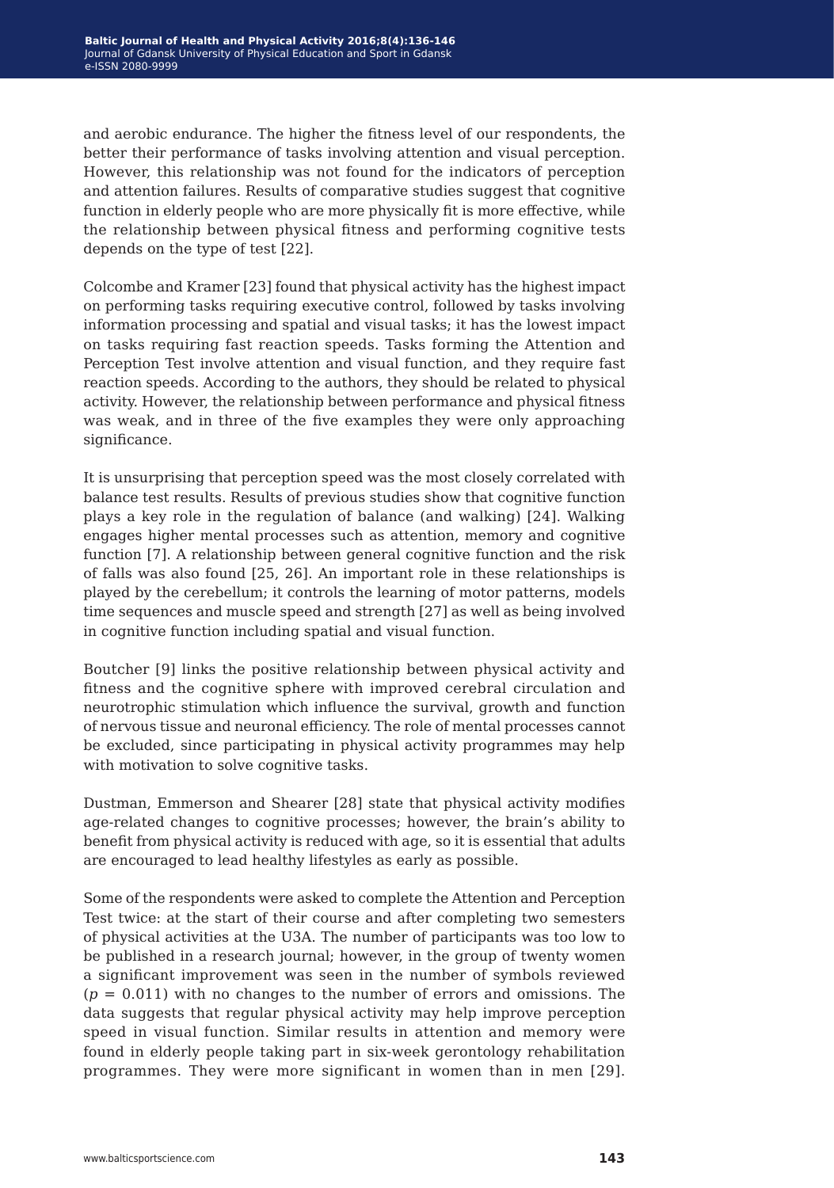and aerobic endurance. The higher the fitness level of our respondents, the better their performance of tasks involving attention and visual perception. However, this relationship was not found for the indicators of perception and attention failures. Results of comparative studies suggest that cognitive function in elderly people who are more physically fit is more effective, while the relationship between physical fitness and performing cognitive tests depends on the type of test [22].

Colcombe and Kramer [23] found that physical activity has the highest impact on performing tasks requiring executive control, followed by tasks involving information processing and spatial and visual tasks; it has the lowest impact on tasks requiring fast reaction speeds. Tasks forming the Attention and Perception Test involve attention and visual function, and they require fast reaction speeds. According to the authors, they should be related to physical activity. However, the relationship between performance and physical fitness was weak, and in three of the five examples they were only approaching significance.

It is unsurprising that perception speed was the most closely correlated with balance test results. Results of previous studies show that cognitive function plays a key role in the regulation of balance (and walking) [24]. Walking engages higher mental processes such as attention, memory and cognitive function [7]. A relationship between general cognitive function and the risk of falls was also found [25, 26]. An important role in these relationships is played by the cerebellum; it controls the learning of motor patterns, models time sequences and muscle speed and strength [27] as well as being involved in cognitive function including spatial and visual function.

Boutcher [9] links the positive relationship between physical activity and fitness and the cognitive sphere with improved cerebral circulation and neurotrophic stimulation which influence the survival, growth and function of nervous tissue and neuronal efficiency. The role of mental processes cannot be excluded, since participating in physical activity programmes may help with motivation to solve cognitive tasks.

Dustman, Emmerson and Shearer [28] state that physical activity modifies age-related changes to cognitive processes; however, the brain's ability to benefit from physical activity is reduced with age, so it is essential that adults are encouraged to lead healthy lifestyles as early as possible.

Some of the respondents were asked to complete the Attention and Perception Test twice: at the start of their course and after completing two semesters of physical activities at the U3A. The number of participants was too low to be published in a research journal; however, in the group of twenty women a significant improvement was seen in the number of symbols reviewed ($p = 0.011$) with no changes to the number of errors and omissions. The data suggests that regular physical activity may help improve perception speed in visual function. Similar results in attention and memory were found in elderly people taking part in six-week gerontology rehabilitation programmes. They were more significant in women than in men [29].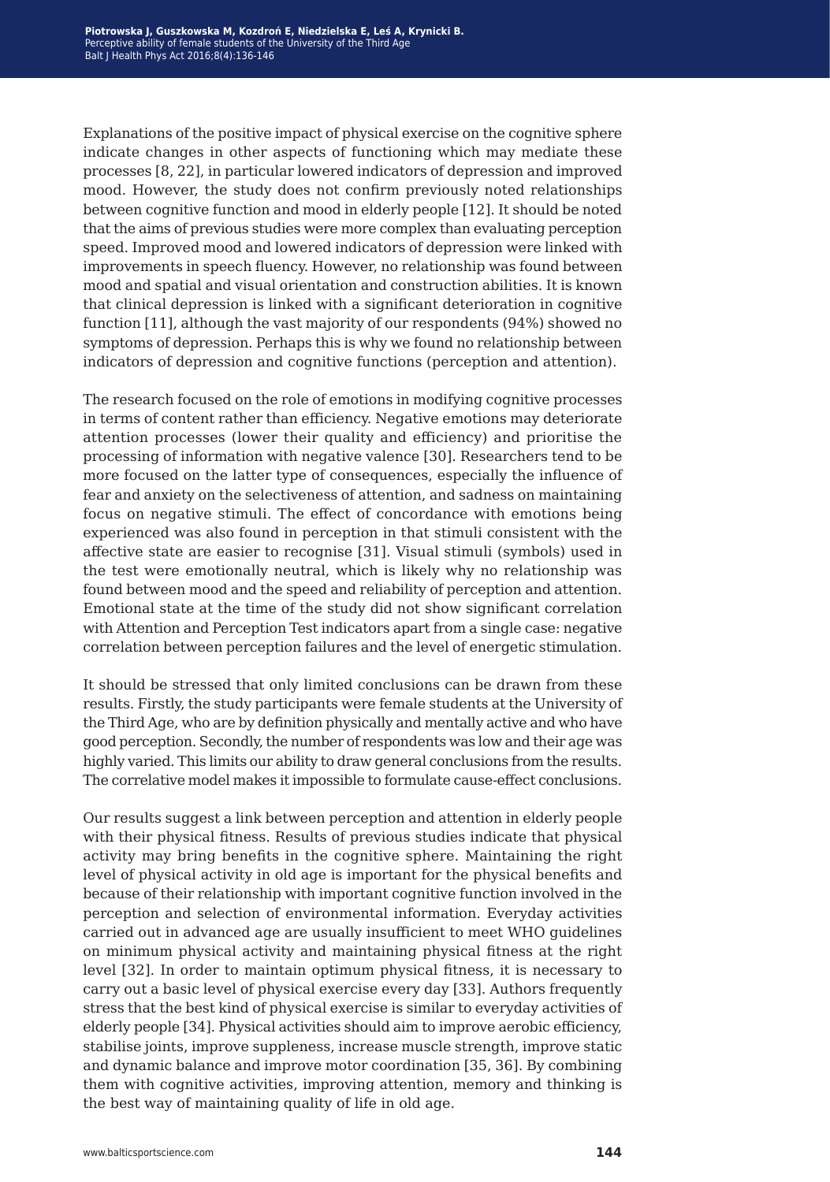Explanations of the positive impact of physical exercise on the cognitive sphere indicate changes in other aspects of functioning which may mediate these processes [8, 22], in particular lowered indicators of depression and improved mood. However, the study does not confirm previously noted relationships between cognitive function and mood in elderly people [12]. It should be noted that the aims of previous studies were more complex than evaluating perception speed. Improved mood and lowered indicators of depression were linked with improvements in speech fluency. However, no relationship was found between mood and spatial and visual orientation and construction abilities. It is known that clinical depression is linked with a significant deterioration in cognitive function [11], although the vast majority of our respondents (94%) showed no symptoms of depression. Perhaps this is why we found no relationship between indicators of depression and cognitive functions (perception and attention).

The research focused on the role of emotions in modifying cognitive processes in terms of content rather than efficiency. Negative emotions may deteriorate attention processes (lower their quality and efficiency) and prioritise the processing of information with negative valence [30]. Researchers tend to be more focused on the latter type of consequences, especially the influence of fear and anxiety on the selectiveness of attention, and sadness on maintaining focus on negative stimuli. The effect of concordance with emotions being experienced was also found in perception in that stimuli consistent with the affective state are easier to recognise [31]. Visual stimuli (symbols) used in the test were emotionally neutral, which is likely why no relationship was found between mood and the speed and reliability of perception and attention. Emotional state at the time of the study did not show significant correlation with Attention and Perception Test indicators apart from a single case: negative correlation between perception failures and the level of energetic stimulation.

It should be stressed that only limited conclusions can be drawn from these results. Firstly, the study participants were female students at the University of the Third Age, who are by definition physically and mentally active and who have good perception. Secondly, the number of respondents was low and their age was highly varied. This limits our ability to draw general conclusions from the results. The correlative model makes it impossible to formulate cause-effect conclusions.

Our results suggest a link between perception and attention in elderly people with their physical fitness. Results of previous studies indicate that physical activity may bring benefits in the cognitive sphere. Maintaining the right level of physical activity in old age is important for the physical benefits and because of their relationship with important cognitive function involved in the perception and selection of environmental information. Everyday activities carried out in advanced age are usually insufficient to meet WHO guidelines on minimum physical activity and maintaining physical fitness at the right level [32]. In order to maintain optimum physical fitness, it is necessary to carry out a basic level of physical exercise every day [33]. Authors frequently stress that the best kind of physical exercise is similar to everyday activities of elderly people [34]. Physical activities should aim to improve aerobic efficiency, stabilise joints, improve suppleness, increase muscle strength, improve static and dynamic balance and improve motor coordination [35, 36]. By combining them with cognitive activities, improving attention, memory and thinking is the best way of maintaining quality of life in old age.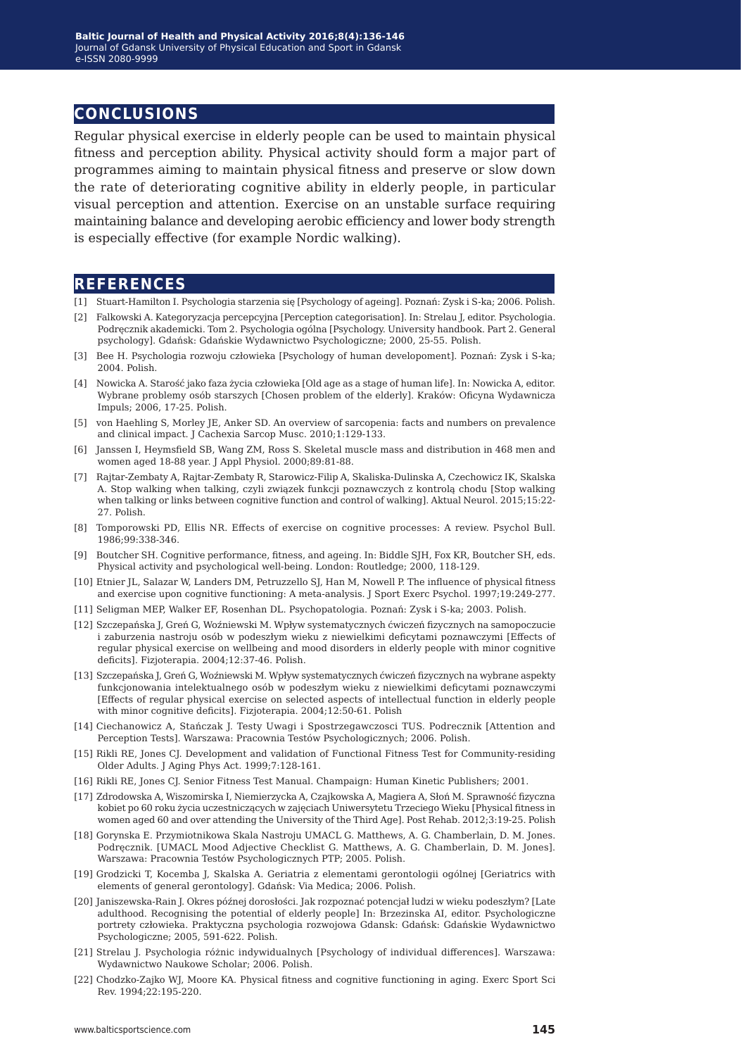## CONCLUSIONS

Regular physical exercise in elderly people can be used to maintain physical fitness and perception ability. Physical activity should form a major part of programmes aiming to maintain physical fitness and preserve or slow down the rate of deteriorating cognitive ability in elderly people, in particular visual perception and attention. Exercise on an unstable surface requiring maintaining balance and developing aerobic efficiency and lower body strength is especially effective (for example Nordic walking).

## REFERENCES

[1] Stuart-Hamilton I. Psychologia starzenia się [Psychology of ageing]. Poznań: Zysk i S-ka; 2006. Polish.

[2] Falkowski A. Kategoryzacja percepcyjna [Perception categorisation]. In: Strelau J, editor. Psychologia. Podręcznik akademicki. Tom 2. Psychologia ogólna [Psychology. University handbook. Part 2. General psychology]. Gdańsk: Gdańskie Wydawnictwo Psychologiczne; 2000, 25-55. Polish.

[3] Bee H. Psychologia rozwoju człowieka [Psychology of human developoment]. Poznań: Zysk i S-ka; 2004. Polish.

[4] Nowicka A. Starość jako faza życia człowieka [Old age as a stage of human life]. In: Nowicka A, editor. Wybrane problemy osób starszych [Chosen problem of the elderly]. Kraków: Oficyna Wydawnicza Impuls; 2006, 17-25. Polish.

[5] von Haehling S, Morley JE, Anker SD. An overview of sarcopenia: facts and numbers on prevalence and clinical impact. J Cachexia Sarcop Musc. 2010;1:129-133.

[6] Janssen I, Heymsfield SB, Wang ZM, Ross S. Skeletal muscle mass and distribution in 468 men and women aged 18-88 year. J Appl Physiol. 2000;89:81-88.

[7] Rajtar-Zembaty A, Rajtar-Zembaty R, Starowicz-Filip A, Skaliska-Dulinska A, Czechowicz IK, Skalska A. Stop walking when talking, czyli związek funkcji poznawczych z kontrolą chodu [Stop walking when talking or links between cognitive function and control of walking]. Aktual Neurol. 2015;15:22-27. Polish.

[8] Tomporowski PD, Ellis NR. Effects of exercise on cognitive processes: A review. Psychol Bull. 1986;99:338-346.

[9] Boutcher SH. Cognitive performance, fitness, and ageing. In: Biddle SJH, Fox KR, Boutcher SH, eds. Physical activity and psychological well-being. London: Routledge; 2000, 118-129.

[10] Etnier JL, Salazar W, Landers DM, Petruzzello SJ, Han M, Nowell P. The influence of physical fitness and exercise upon cognitive functioning: A meta-analysis. J Sport Exerc Psychol. 1997;19:249-277.

[11] Seligman MEP, Walker EF, Rosenhan DL. Psychopatologia. Poznań: Zysk i S-ka; 2003. Polish.

[12] Szczepańska J, Greń G, Woźniewski M. Wpływ systematycznych ćwiczeń fizycznych na samopoczucie i zaburzenia nastroju osób w podeszłym wieku z niewielkimi deficytami poznawczymi [Effects of regular physical exercise on wellbeing and mood disorders in elderly people with minor cognitive deficits]. Fizjoterapia. 2004;12:37-46. Polish.

[13] Szczepańska J, Greń G, Woźniewski M. Wpływ systematycznych ćwiczeń fizycznych na wybrane aspekty funkcjonowania intelektualnego osób w podeszłym wieku z niewielkimi deficytami poznawczymi [Effects of regular physical exercise on selected aspects of intellectual function in elderly people with minor cognitive deficits]. Fizjoterapia. 2004;12:50-61. Polish

[14] Ciechanowicz A, Stańczak J. Testy Uwagi i Spostrzegawczosci TUS. Podrecznik [Attention and Perception Tests]. Warszawa: Pracownia Testów Psychologicznych; 2006. Polish.

[15] Rikli RE, Jones CJ. Development and validation of Functional Fitness Test for Community-residing Older Adults. J Aging Phys Act. 1999;7:128-161.

[16] Rikli RE, Jones CJ. Senior Fitness Test Manual. Champaign: Human Kinetic Publishers; 2001.

[17] Zdrodowska A, Wiszomirska I, Niemierzycka A, Czajkowska A, Magiera A, Słoń M. Sprawność fizyczna kobiet po 60 roku życia uczestniczących w zajęciach Uniwersytetu Trzeciego Wieku [Physical fitness in women aged 60 and over attending the University of the Third Age]. Post Rehab. 2012;3:19-25. Polish

[18] Gorynska E. Przymiotnikowa Skala Nastroju UMACL G. Matthews, A. G. Chamberlain, D. M. Jones. Podręcznik. [UMACL Mood Adjective Checklist G. Matthews, A. G. Chamberlain, D. M. Jones]. Warszawa: Pracownia Testów Psychologicznych PTP; 2005. Polish.

[19] Grodzicki T, Kocemba J, Skalska A. Geriatria z elementami gerontologii ogólnej [Geriatrics with elements of general gerontology]. Gdańsk: Via Medica; 2006. Polish.

[20] Janiszewska-Rain J. Okres późnej dorosłości. Jak rozpoznać potencjał ludzi w wieku podeszłym? [Late adulthood. Recognising the potential of elderly people] In: Brzezinska AI, editor. Psychologiczne portrety człowieka. Praktyczna psychologia rozwojowa Gdansk: Gdańsk: Gdańskie Wydawnictwo Psychologiczne; 2005, 591-622. Polish.

[21] Strelau J. Psychologia różnic indywidualnych [Psychology of individual differences]. Warszawa: Wydawnictwo Naukowe Scholar; 2006. Polish.

[22] Chodzko-Zajko WJ, Moore KA. Physical fitness and cognitive functioning in aging. Exerc Sport Sci Rev. 1994;22:195-220.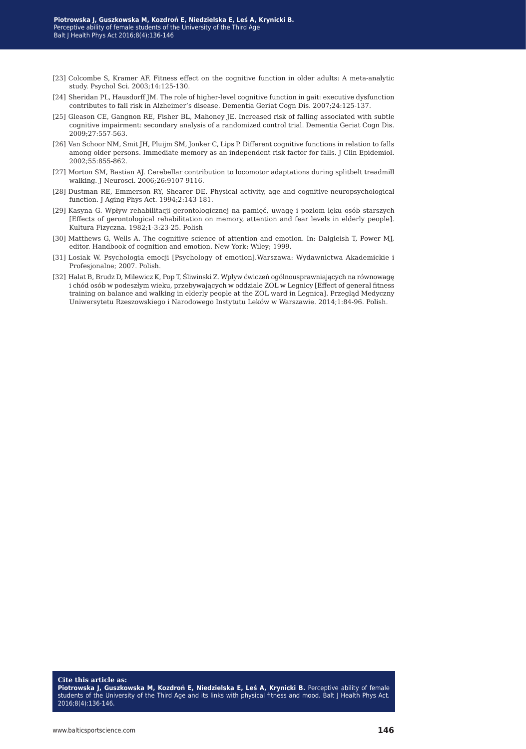[23] Colcombe S, Kramer AF. Fitness effect on the cognitive function in older adults: A meta-analytic study. Psychol Sci. 2003;14:125-130.

[24] Sheridan PL, Hausdorff JM. The role of higher-level cognitive function in gait: executive dysfunction contributes to fall risk in Alzheimer's disease. Dementia Geriat Cogn Dis. 2007;24:125-137.

[25] Gleason CE, Gangnon RE, Fisher BL, Mahoney JE. Increased risk of falling associated with subtle cognitive impairment: secondary analysis of a randomized control trial. Dementia Geriat Cogn Dis. 2009;27:557-563.

[26] Van Schoor NM, Smit JH, Pluijm SM, Jonker C, Lips P. Different cognitive functions in relation to falls among older persons. Immediate memory as an independent risk factor for falls. J Clin Epidemiol. 2002;55:855-862.

[27] Morton SM, Bastian AJ. Cerebellar contribution to locomotor adaptations during splitbelt treadmill walking. J Neurosci. 2006;26:9107-9116.

[28] Dustman RE, Emmerson RY, Shearer DE. Physical activity, age and cognitive-neuropsychological function. J Aging Phys Act. 1994;2:143-181.

[29] Kasyna G. Wpływ rehabilitacji gerontologicznej na pamięć, uwagę i poziom lęku osób starszych [Effects of gerontological rehabilitation on memory, attention and fear levels in elderly people]. Kultura Fizyczna. 1982;1-3:23-25. Polish

[30] Matthews G, Wells A. The cognitive science of attention and emotion. In: Dalgleish T, Power MJ, editor. Handbook of cognition and emotion. New York: Wiley; 1999.

[31] Losiak W. Psychologia emocji [Psychology of emotion].Warszawa: Wydawnictwa Akademickie i Profesjonalne; 2007. Polish.

[32] Halat B, Brudz D, Milewicz K, Pop T, Śliwinski Z. Wpływ ćwiczeń ogólnousprawniających na równowagę i chód osób w podeszłym wieku, przebywających w oddziale ZOL w Legnicy [Effect of general fitness training on balance and walking in elderly people at the ZOL ward in Legnica]. Przegląd Medyczny Uniwersytetu Rzeszowskiego i Narodowego Instytutu Leków w Warszawie. 2014;1:84-96. Polish.

**Cite this article as:**
**Piotrowska J, Guszkowska M, Kozdroń E, Niedzielska E, Leś A, Krynicki B.** Perceptive ability of female students of the University of the Third Age and its links with physical fitness and mood. Balt J Health Phys Act. 2016;8(4):136-146.